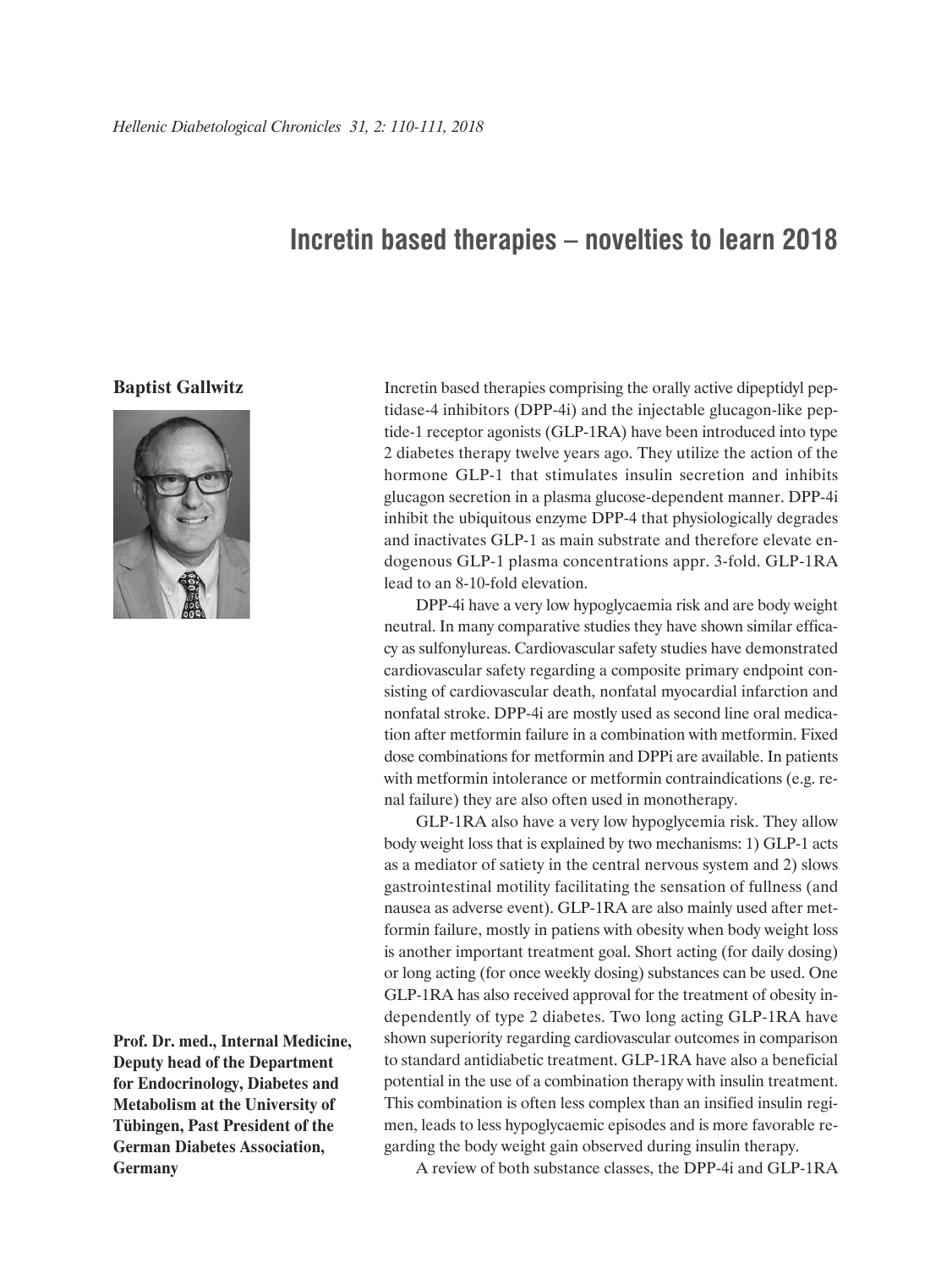# Incretin based therapies – noveltіes to learn 2018

**Baptist Gallwitz**

**Prof. Dr. med., Internal Medicine, Deputy head of the Department for Endocrinology, Diabetes and Metabolism at the University of Tübingen, Past President of the German Diabetes Association, Germany**

Incretin based therapies comprising the orally active dipeptidyl peptidase-4 inhibitors (DPP-4i) and the injectable glucagon-like peptide-1 receptor agonists (GLP-1RA) have been introduced into type 2 diabetes therapy twelve years ago. They utilize the action of the hormone GLP-1 that stimulates insulin secretion and inhibits glucagon secretion in a plasma glucose-dependent manner. DPP-4i inhibit the ubiquitous enzyme DPP-4 that physiologically degrades and inactivates GLP-1 as main substrate and therefore elevate endogenous GLP-1 plasma concentrations appr. 3-fold. GLP-1RA lead to an 8-10-fold elevation.

DPP-4i have a very low hypoglycaemia risk and are body weight neutral. In many comparative studies they have shown similar efficacy as sulfonylureas. Cardiovascular safety studies have demonstrated cardiovascular safety regarding a composite primary endpoint consisting of cardiovascular death, nonfatal myocardial infarction and nonfatal stroke. DPP-4i are mostly used as second line oral medication after metformin failure in a combination with metformin. Fixed dose combinations for metformin and DPPi are available. In patients with metformin intolerance or metformin contraindications (e.g. renal failure) they are also often used in monotherapy.

GLP-1RA also have a very low hypoglycemia risk. They allow body weight loss that is explained by two mechanisms: 1) GLP-1 acts as a mediator of satiety in the central nervous system and 2) slows gastrointestinal motility facilitating the sensation of fullness (and nausea as adverse event). GLP-1RA are also mainly used after metformin failure, mostly in patiens with obesity when body weight loss is another important treatment goal. Short acting (for daily dosing) or long acting (for once weekly dosing) substances can be used. One GLP-1RA has also received approval for the treatment of obesity independently of type 2 diabetes. Two long acting GLP-1RA have shown superiority regarding cardiovascular outcomes in comparison to standard antidiabetic treatment. GLP-1RA have also a beneficial potential in the use of a combination therapy with insulin treatment. This combination is often less complex than an insified insulin regimen, leads to less hypoglycaemic episodes and is more favorable regarding the body weight gain observed during insulin therapy.

A review of both substance classes, the DPP-4i and GLP-1RA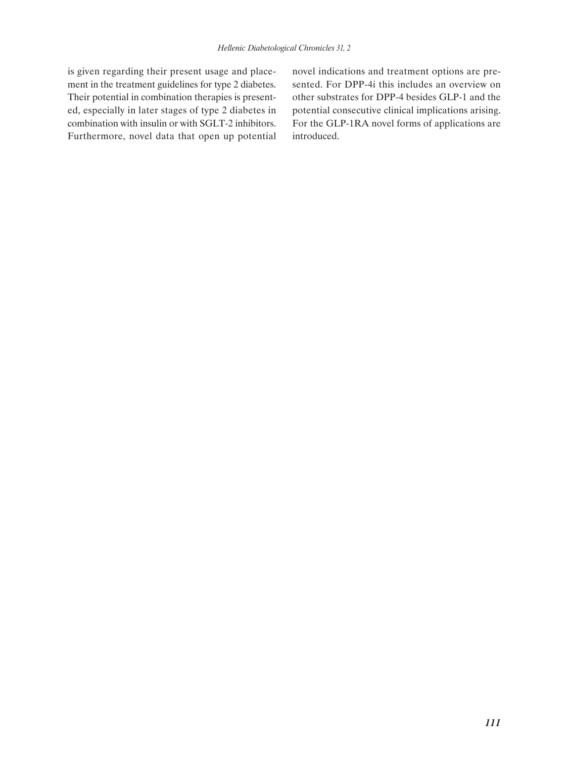is given regarding their present usage and placement in the treatment guidelines for type 2 diabetes. Their potential in combination therapies is presented, especially in later stages of type 2 diabetes in combination with insulin or with SGLT-2 inhibitors. Furthermore, novel data that open up potential novel indications and treatment options are presented. For DPP-4i this includes an overview on other substrates for DPP-4 besides GLP-1 and the potential consecutive clinical implications arising. For the GLP-1RA novel forms of applications are introduced.